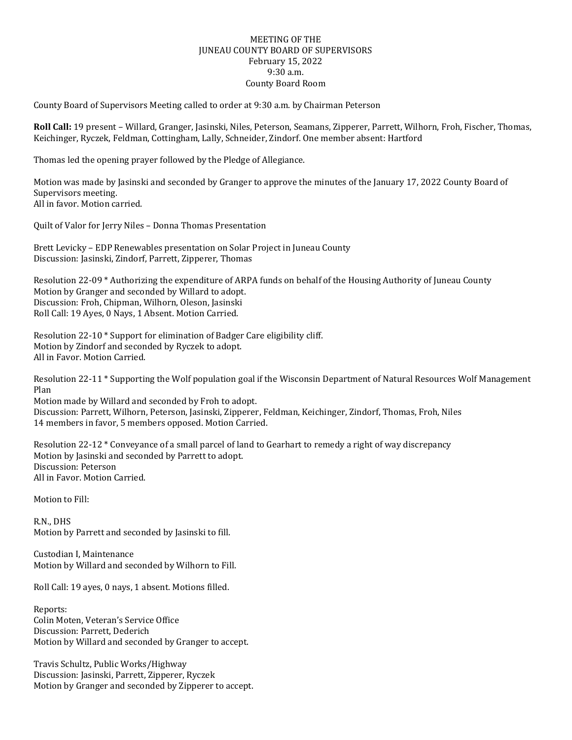MEETING OF THE
JUNEAU COUNTY BOARD OF SUPERVISORS
February 15, 2022
9:30 a.m.
County Board Room

County Board of Supervisors Meeting called to order at 9:30 a.m. by Chairman Peterson

**Roll Call:** 19 present – Willard, Granger, Jasinski, Niles, Peterson, Seamans, Zipperer, Parrett, Wilhorn, Froh, Fischer, Thomas, Keichinger, Ryczek, Feldman, Cottingham, Lally, Schneider, Zindorf. One member absent: Hartford

Thomas led the opening prayer followed by the Pledge of Allegiance.

Motion was made by Jasinski and seconded by Granger to approve the minutes of the January 17, 2022 County Board of Supervisors meeting.
All in favor. Motion carried.

Quilt of Valor for Jerry Niles – Donna Thomas Presentation

Brett Levicky – EDP Renewables presentation on Solar Project in Juneau County
Discussion: Jasinski, Zindorf, Parrett, Zipperer, Thomas

Resolution 22-09 * Authorizing the expenditure of ARPA funds on behalf of the Housing Authority of Juneau County
Motion by Granger and seconded by Willard to adopt.
Discussion: Froh, Chipman, Wilhorn, Oleson, Jasinski
Roll Call: 19 Ayes, 0 Nays, 1 Absent. Motion Carried.

Resolution 22-10 * Support for elimination of Badger Care eligibility cliff.
Motion by Zindorf and seconded by Ryczek to adopt.
All in Favor. Motion Carried.

Resolution 22-11 * Supporting the Wolf population goal if the Wisconsin Department of Natural Resources Wolf Management Plan
Motion made by Willard and seconded by Froh to adopt.
Discussion: Parrett, Wilhorn, Peterson, Jasinski, Zipperer, Feldman, Keichinger, Zindorf, Thomas, Froh, Niles
14 members in favor, 5 members opposed. Motion Carried.

Resolution 22-12 * Conveyance of a small parcel of land to Gearhart to remedy a right of way discrepancy
Motion by Jasinski and seconded by Parrett to adopt.
Discussion: Peterson
All in Favor. Motion Carried.

Motion to Fill:

R.N., DHS
Motion by Parrett and seconded by Jasinski to fill.

Custodian I, Maintenance
Motion by Willard and seconded by Wilhorn to Fill.

Roll Call: 19 ayes, 0 nays, 1 absent. Motions filled.

Reports:
Colin Moten, Veteran's Service Office
Discussion: Parrett, Dederich
Motion by Willard and seconded by Granger to accept.

Travis Schultz, Public Works/Highway
Discussion: Jasinski, Parrett, Zipperer, Ryczek
Motion by Granger and seconded by Zipperer to accept.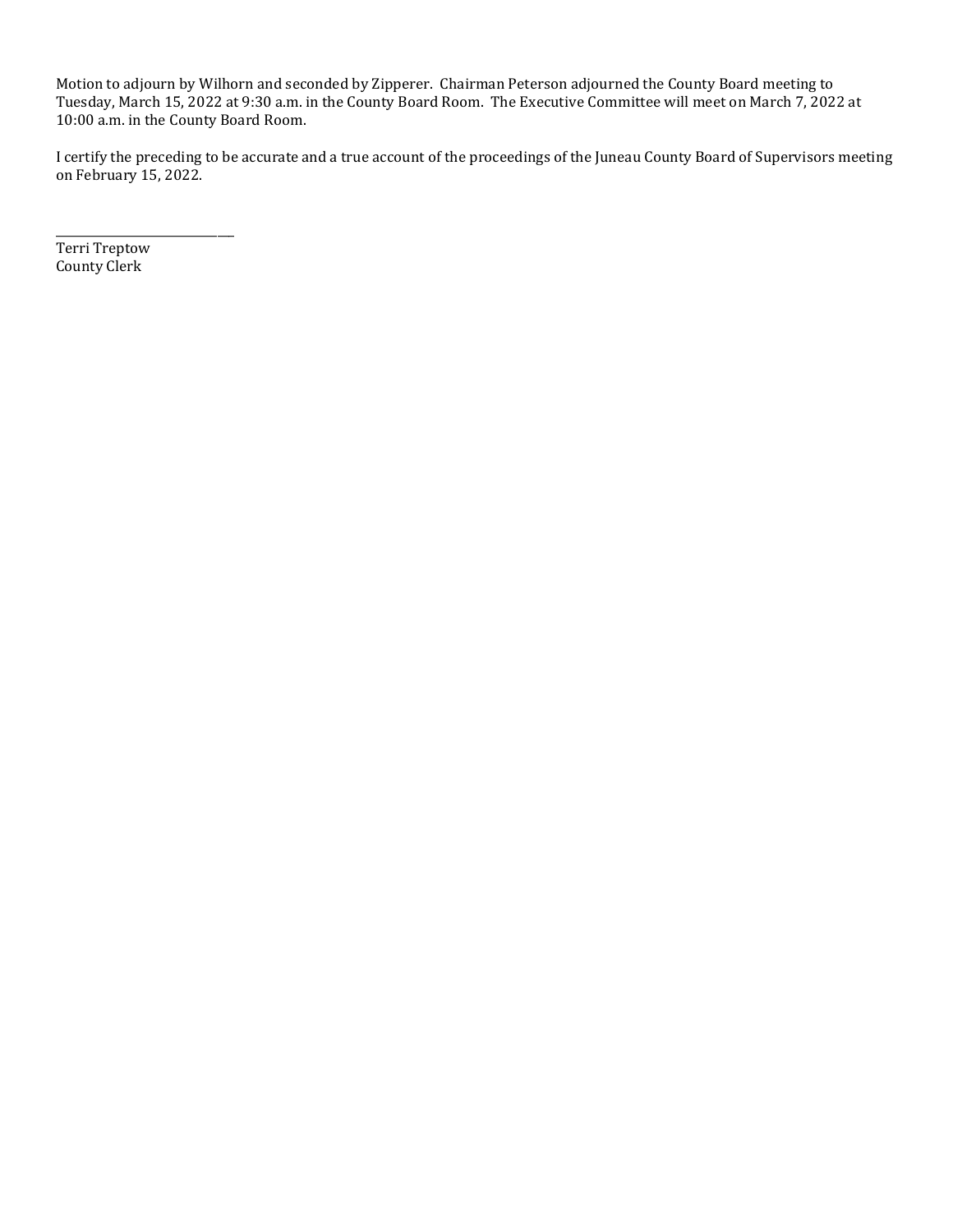Motion to adjourn by Wilhorn and seconded by Zipperer. Chairman Peterson adjourned the County Board meeting to Tuesday, March 15, 2022 at 9:30 a.m. in the County Board Room. The Executive Committee will meet on March 7, 2022 at 10:00 a.m. in the County Board Room.

I certify the preceding to be accurate and a true account of the proceedings of the Juneau County Board of Supervisors meeting on February 15, 2022.

\_\_\_\_\_\_\_\_\_\_\_\_\_\_\_\_\_\_\_\_\_\_\_\_\_\_\_\_\_\_

Terri Treptow
County Clerk